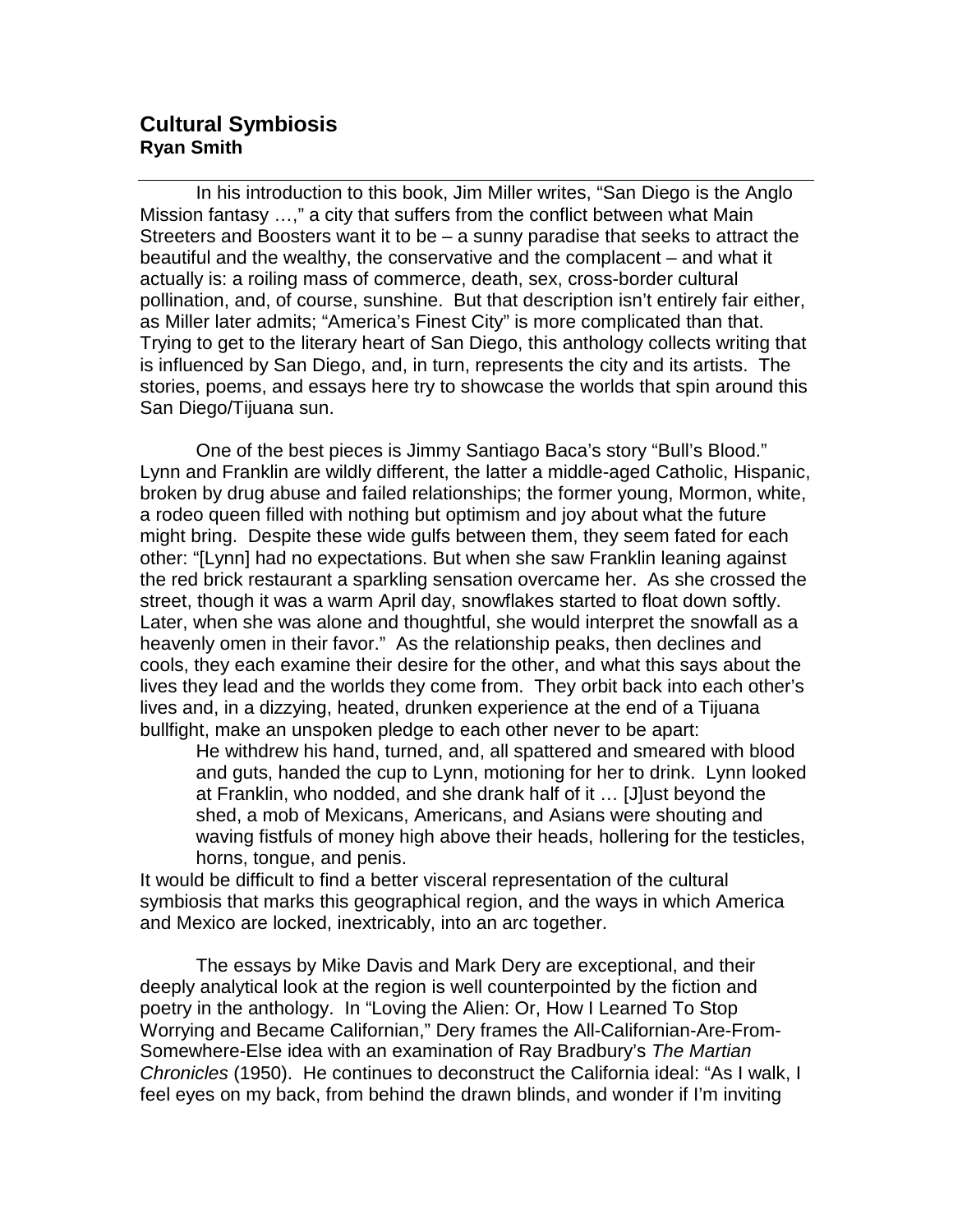# Cultural Symbiosis

**Ryan Smith**

---

In his introduction to this book, Jim Miller writes, "San Diego is the Anglo Mission fantasy …," a city that suffers from the conflict between what Main Streeters and Boosters want it to be – a sunny paradise that seeks to attract the beautiful and the wealthy, the conservative and the complacent – and what it actually is: a roiling mass of commerce, death, sex, cross-border cultural pollination, and, of course, sunshine. But that description isn't entirely fair either, as Miller later admits; "America's Finest City" is more complicated than that. Trying to get to the literary heart of San Diego, this anthology collects writing that is influenced by San Diego, and, in turn, represents the city and its artists. The stories, poems, and essays here try to showcase the worlds that spin around this San Diego/Tijuana sun.

One of the best pieces is Jimmy Santiago Baca's story "Bull's Blood." Lynn and Franklin are wildly different, the latter a middle-aged Catholic, Hispanic, broken by drug abuse and failed relationships; the former young, Mormon, white, a rodeo queen filled with nothing but optimism and joy about what the future might bring. Despite these wide gulfs between them, they seem fated for each other: "[Lynn] had no expectations. But when she saw Franklin leaning against the red brick restaurant a sparkling sensation overcame her. As she crossed the street, though it was a warm April day, snowflakes started to float down softly. Later, when she was alone and thoughtful, she would interpret the snowfall as a heavenly omen in their favor." As the relationship peaks, then declines and cools, they each examine their desire for the other, and what this says about the lives they lead and the worlds they come from. They orbit back into each other's lives and, in a dizzying, heated, drunken experience at the end of a Tijuana bullfight, make an unspoken pledge to each other never to be apart:

> He withdrew his hand, turned, and, all spattered and smeared with blood and guts, handed the cup to Lynn, motioning for her to drink. Lynn looked at Franklin, who nodded, and she drank half of it … [J]ust beyond the shed, a mob of Mexicans, Americans, and Asians were shouting and waving fistfuls of money high above their heads, hollering for the testicles, horns, tongue, and penis.

It would be difficult to find a better visceral representation of the cultural symbiosis that marks this geographical region, and the ways in which America and Mexico are locked, inextricably, into an arc together.

The essays by Mike Davis and Mark Dery are exceptional, and their deeply analytical look at the region is well counterpointed by the fiction and poetry in the anthology. In "Loving the Alien: Or, How I Learned To Stop Worrying and Became Californian," Dery frames the All-Californian-Are-From-Somewhere-Else idea with an examination of Ray Bradbury's *The Martian Chronicles* (1950). He continues to deconstruct the California ideal: "As I walk, I feel eyes on my back, from behind the drawn blinds, and wonder if I'm inviting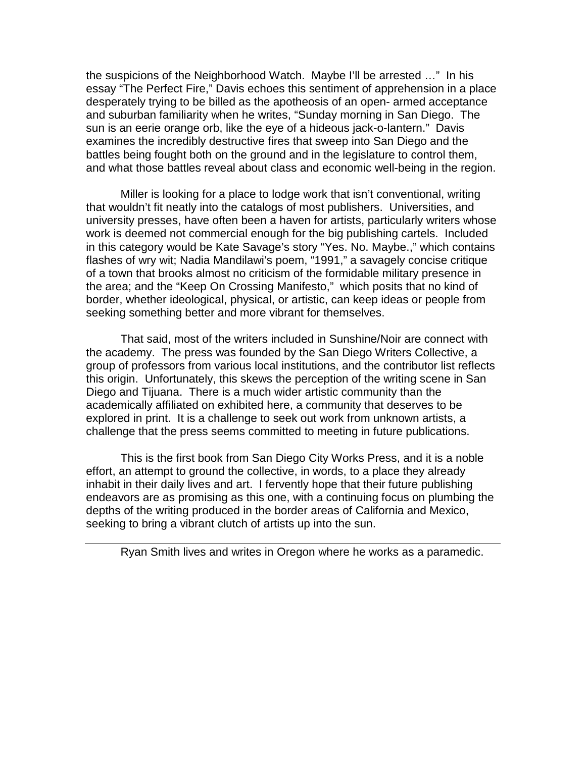the suspicions of the Neighborhood Watch. Maybe I'll be arrested …" In his essay "The Perfect Fire," Davis echoes this sentiment of apprehension in a place desperately trying to be billed as the apotheosis of an open- armed acceptance and suburban familiarity when he writes, "Sunday morning in San Diego. The sun is an eerie orange orb, like the eye of a hideous jack-o-lantern." Davis examines the incredibly destructive fires that sweep into San Diego and the battles being fought both on the ground and in the legislature to control them, and what those battles reveal about class and economic well-being in the region.

Miller is looking for a place to lodge work that isn't conventional, writing that wouldn't fit neatly into the catalogs of most publishers. Universities, and university presses, have often been a haven for artists, particularly writers whose work is deemed not commercial enough for the big publishing cartels. Included in this category would be Kate Savage's story "Yes. No. Maybe.," which contains flashes of wry wit; Nadia Mandilawi's poem, "1991," a savagely concise critique of a town that brooks almost no criticism of the formidable military presence in the area; and the "Keep On Crossing Manifesto," which posits that no kind of border, whether ideological, physical, or artistic, can keep ideas or people from seeking something better and more vibrant for themselves.

That said, most of the writers included in Sunshine/Noir are connect with the academy. The press was founded by the San Diego Writers Collective, a group of professors from various local institutions, and the contributor list reflects this origin. Unfortunately, this skews the perception of the writing scene in San Diego and Tijuana. There is a much wider artistic community than the academically affiliated on exhibited here, a community that deserves to be explored in print. It is a challenge to seek out work from unknown artists, a challenge that the press seems committed to meeting in future publications.

This is the first book from San Diego City Works Press, and it is a noble effort, an attempt to ground the collective, in words, to a place they already inhabit in their daily lives and art. I fervently hope that their future publishing endeavors are as promising as this one, with a continuing focus on plumbing the depths of the writing produced in the border areas of California and Mexico, seeking to bring a vibrant clutch of artists up into the sun.

---

Ryan Smith lives and writes in Oregon where he works as a paramedic.